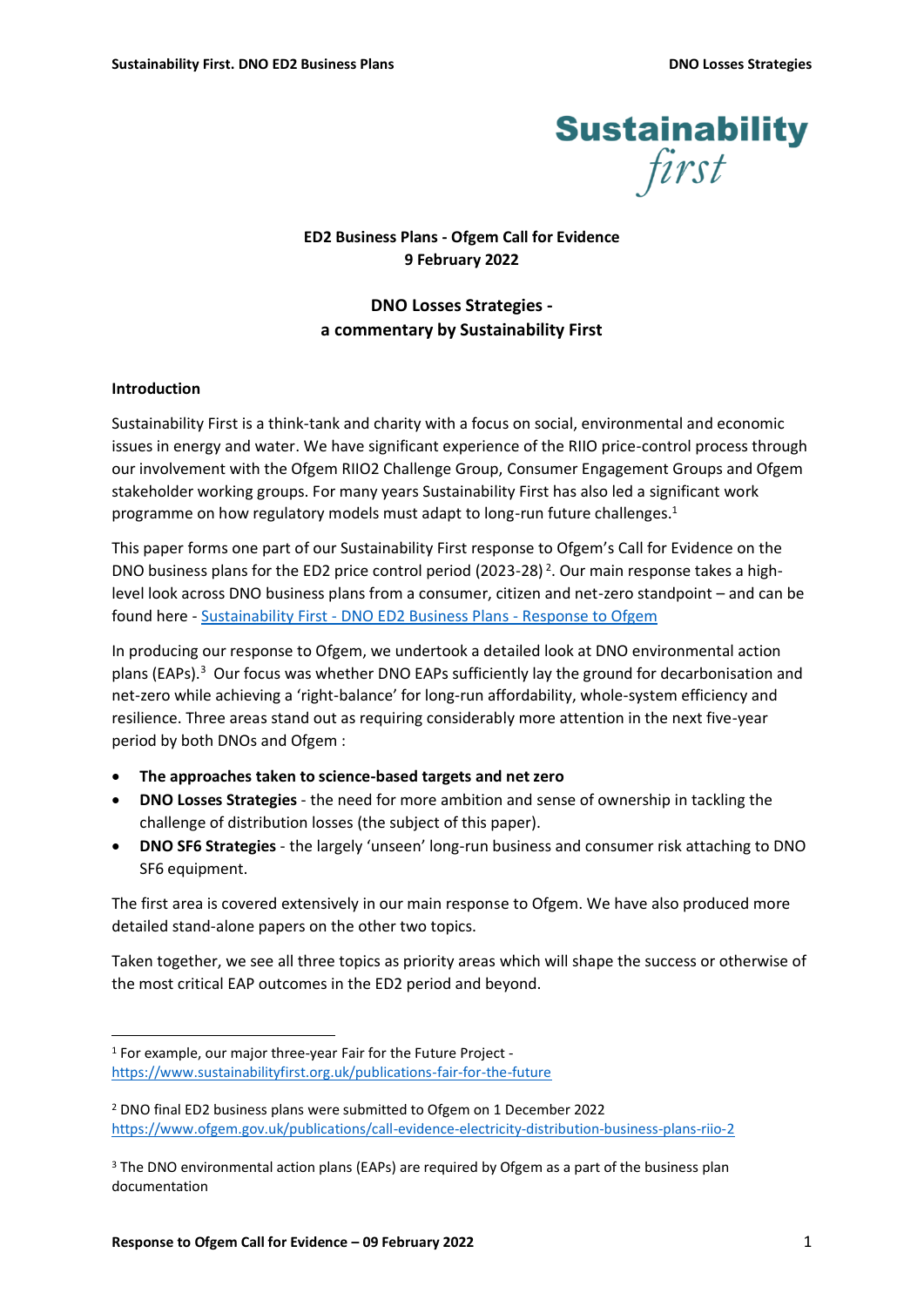Sustainability first

**ED2 Business Plans - Ofgem Call for Evidence**
**9 February 2022**

# DNO Losses Strategies - a commentary by Sustainability First

## Introduction

Sustainability First is a think-tank and charity with a focus on social, environmental and economic issues in energy and water. We have significant experience of the RIIO price-control process through our involvement with the Ofgem RIIO2 Challenge Group, Consumer Engagement Groups and Ofgem stakeholder working groups. For many years Sustainability First has also led a significant work programme on how regulatory models must adapt to long-run future challenges.[1]

This paper forms one part of our Sustainability First response to Ofgem's Call for Evidence on the DNO business plans for the ED2 price control period (2023-28)[2]. Our main response takes a high-level look across DNO business plans from a consumer, citizen and net-zero standpoint – and can be found here - [Sustainability First - DNO ED2 Business Plans - Response to Ofgem]

In producing our response to Ofgem, we undertook a detailed look at DNO environmental action plans (EAPs).[3] Our focus was whether DNO EAPs sufficiently lay the ground for decarbonisation and net-zero while achieving a 'right-balance' for long-run affordability, whole-system efficiency and resilience. Three areas stand out as requiring considerably more attention in the next five-year period by both DNOs and Ofgem :

- **The approaches taken to science-based targets and net zero**
- **DNO Losses Strategies** - the need for more ambition and sense of ownership in tackling the challenge of distribution losses (the subject of this paper).
- **DNO SF6 Strategies** - the largely 'unseen' long-run business and consumer risk attaching to DNO SF6 equipment.

The first area is covered extensively in our main response to Ofgem. We have also produced more detailed stand-alone papers on the other two topics.

Taken together, we see all three topics as priority areas which will shape the success or otherwise of the most critical EAP outcomes in the ED2 period and beyond.

---

[1] For example, our major three-year Fair for the Future Project - https://www.sustainabilityfirst.org.uk/publications-fair-for-the-future

[2] DNO final ED2 business plans were submitted to Ofgem on 1 December 2022 https://www.ofgem.gov.uk/publications/call-evidence-electricity-distribution-business-plans-riio-2

[3] The DNO environmental action plans (EAPs) are required by Ofgem as a part of the business plan documentation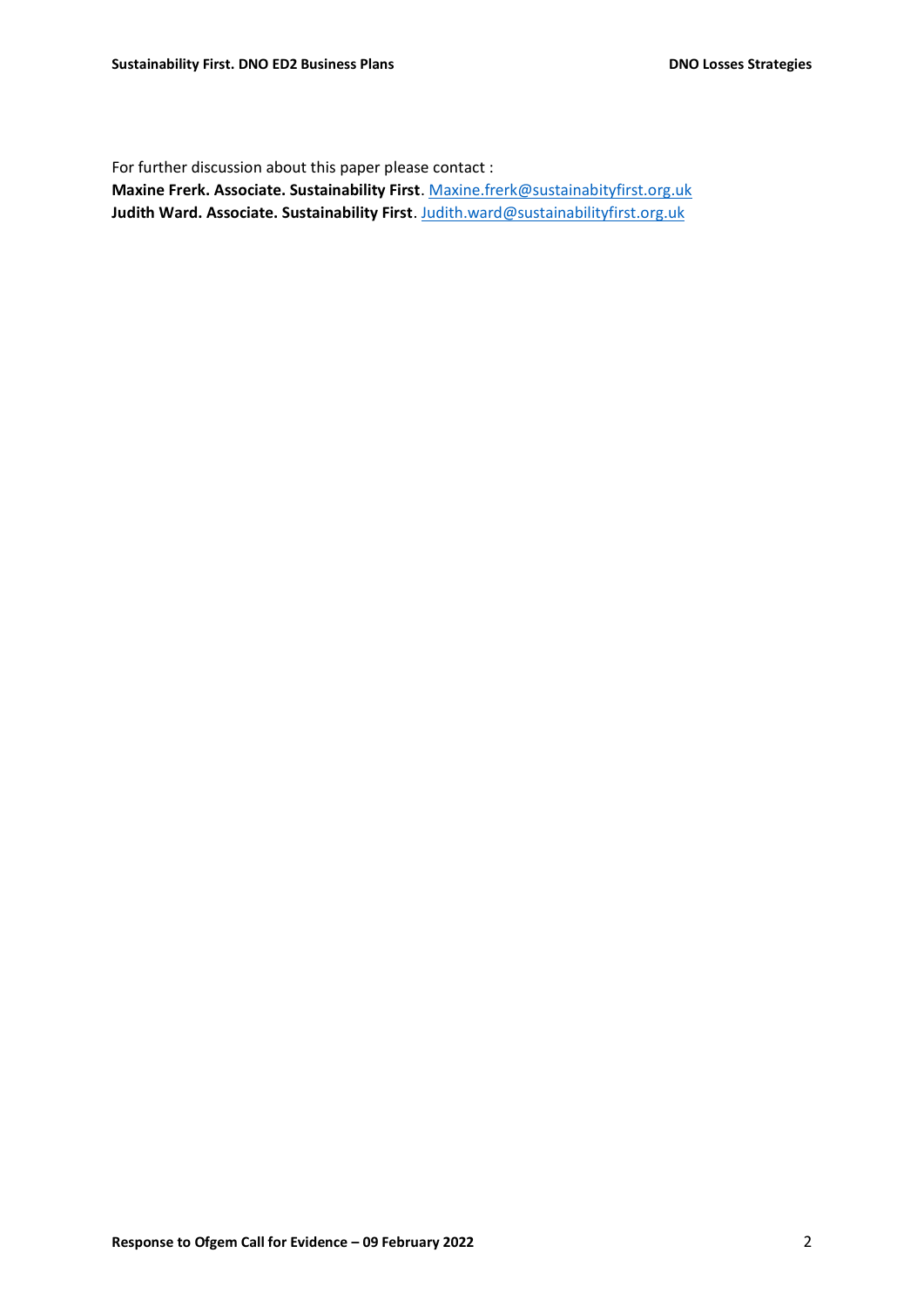For further discussion about this paper please contact :

**Maxine Frerk. Associate. Sustainability First**. Maxine.frerk@sustainabityfirst.org.uk

**Judith Ward. Associate. Sustainability First**. Judith.ward@sustainabilityfirst.org.uk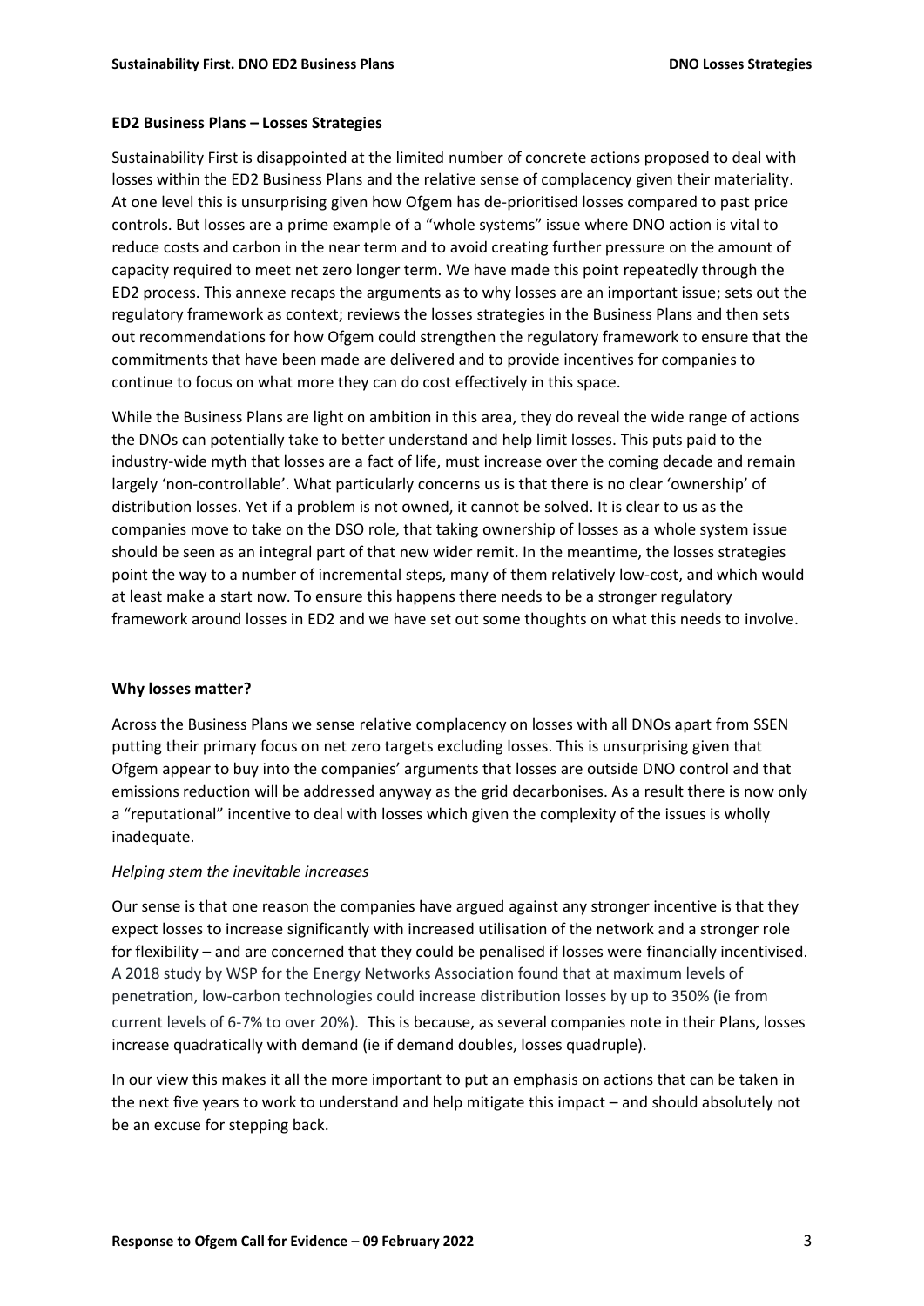## ED2 Business Plans – Losses Strategies

Sustainability First is disappointed at the limited number of concrete actions proposed to deal with losses within the ED2 Business Plans and the relative sense of complacency given their materiality. At one level this is unsurprising given how Ofgem has de-prioritised losses compared to past price controls. But losses are a prime example of a "whole systems" issue where DNO action is vital to reduce costs and carbon in the near term and to avoid creating further pressure on the amount of capacity required to meet net zero longer term. We have made this point repeatedly through the ED2 process. This annexe recaps the arguments as to why losses are an important issue; sets out the regulatory framework as context; reviews the losses strategies in the Business Plans and then sets out recommendations for how Ofgem could strengthen the regulatory framework to ensure that the commitments that have been made are delivered and to provide incentives for companies to continue to focus on what more they can do cost effectively in this space.

While the Business Plans are light on ambition in this area, they do reveal the wide range of actions the DNOs can potentially take to better understand and help limit losses. This puts paid to the industry-wide myth that losses are a fact of life, must increase over the coming decade and remain largely 'non-controllable'. What particularly concerns us is that there is no clear 'ownership' of distribution losses. Yet if a problem is not owned, it cannot be solved. It is clear to us as the companies move to take on the DSO role, that taking ownership of losses as a whole system issue should be seen as an integral part of that new wider remit. In the meantime, the losses strategies point the way to a number of incremental steps, many of them relatively low-cost, and which would at least make a start now. To ensure this happens there needs to be a stronger regulatory framework around losses in ED2 and we have set out some thoughts on what this needs to involve.

## Why losses matter?

Across the Business Plans we sense relative complacency on losses with all DNOs apart from SSEN putting their primary focus on net zero targets excluding losses. This is unsurprising given that Ofgem appear to buy into the companies' arguments that losses are outside DNO control and that emissions reduction will be addressed anyway as the grid decarbonises. As a result there is now only a "reputational" incentive to deal with losses which given the complexity of the issues is wholly inadequate.

### *Helping stem the inevitable increases*

Our sense is that one reason the companies have argued against any stronger incentive is that they expect losses to increase significantly with increased utilisation of the network and a stronger role for flexibility – and are concerned that they could be penalised if losses were financially incentivised. A 2018 study by WSP for the Energy Networks Association found that at maximum levels of penetration, low-carbon technologies could increase distribution losses by up to 350% (ie from current levels of 6-7% to over 20%). This is because, as several companies note in their Plans, losses increase quadratically with demand (ie if demand doubles, losses quadruple).

In our view this makes it all the more important to put an emphasis on actions that can be taken in the next five years to work to understand and help mitigate this impact – and should absolutely not be an excuse for stepping back.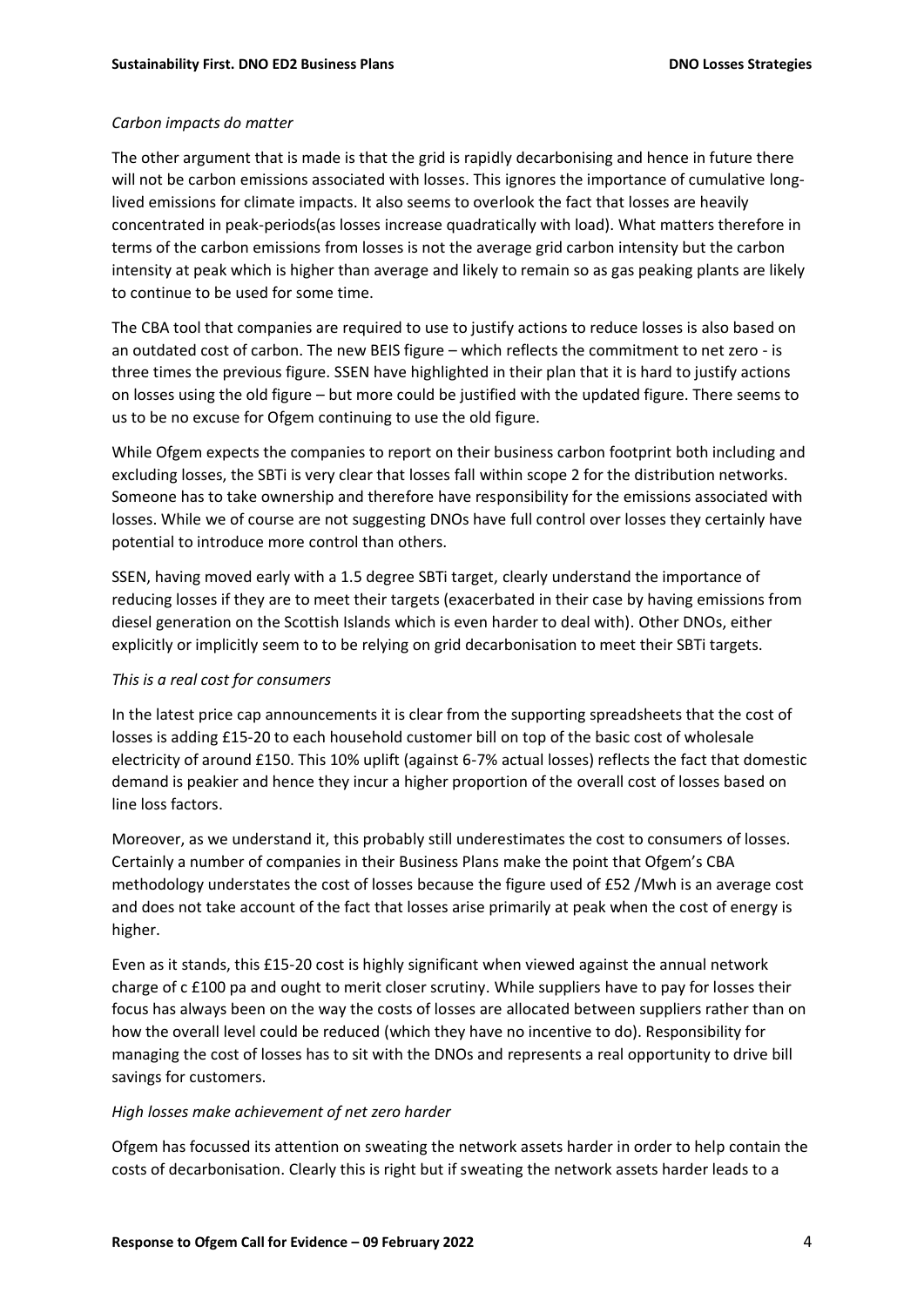*Carbon impacts do matter*

The other argument that is made is that the grid is rapidly decarbonising and hence in future there will not be carbon emissions associated with losses. This ignores the importance of cumulative long-lived emissions for climate impacts. It also seems to overlook the fact that losses are heavily concentrated in peak-periods(as losses increase quadratically with load). What matters therefore in terms of the carbon emissions from losses is not the average grid carbon intensity but the carbon intensity at peak which is higher than average and likely to remain so as gas peaking plants are likely to continue to be used for some time.

The CBA tool that companies are required to use to justify actions to reduce losses is also based on an outdated cost of carbon. The new BEIS figure – which reflects the commitment to net zero - is three times the previous figure. SSEN have highlighted in their plan that it is hard to justify actions on losses using the old figure – but more could be justified with the updated figure. There seems to us to be no excuse for Ofgem continuing to use the old figure.

While Ofgem expects the companies to report on their business carbon footprint both including and excluding losses, the SBTi is very clear that losses fall within scope 2 for the distribution networks. Someone has to take ownership and therefore have responsibility for the emissions associated with losses. While we of course are not suggesting DNOs have full control over losses they certainly have potential to introduce more control than others.

SSEN, having moved early with a 1.5 degree SBTi target, clearly understand the importance of reducing losses if they are to meet their targets (exacerbated in their case by having emissions from diesel generation on the Scottish Islands which is even harder to deal with). Other DNOs, either explicitly or implicitly seem to to be relying on grid decarbonisation to meet their SBTi targets.

*This is a real cost for consumers*

In the latest price cap announcements it is clear from the supporting spreadsheets that the cost of losses is adding £15-20 to each household customer bill on top of the basic cost of wholesale electricity of around £150. This 10% uplift (against 6-7% actual losses) reflects the fact that domestic demand is peakier and hence they incur a higher proportion of the overall cost of losses based on line loss factors.

Moreover, as we understand it, this probably still underestimates the cost to consumers of losses. Certainly a number of companies in their Business Plans make the point that Ofgem's CBA methodology understates the cost of losses because the figure used of £52 /Mwh is an average cost and does not take account of the fact that losses arise primarily at peak when the cost of energy is higher.

Even as it stands, this £15-20 cost is highly significant when viewed against the annual network charge of c £100 pa and ought to merit closer scrutiny. While suppliers have to pay for losses their focus has always been on the way the costs of losses are allocated between suppliers rather than on how the overall level could be reduced (which they have no incentive to do). Responsibility for managing the cost of losses has to sit with the DNOs and represents a real opportunity to drive bill savings for customers.

*High losses make achievement of net zero harder*

Ofgem has focussed its attention on sweating the network assets harder in order to help contain the costs of decarbonisation. Clearly this is right but if sweating the network assets harder leads to a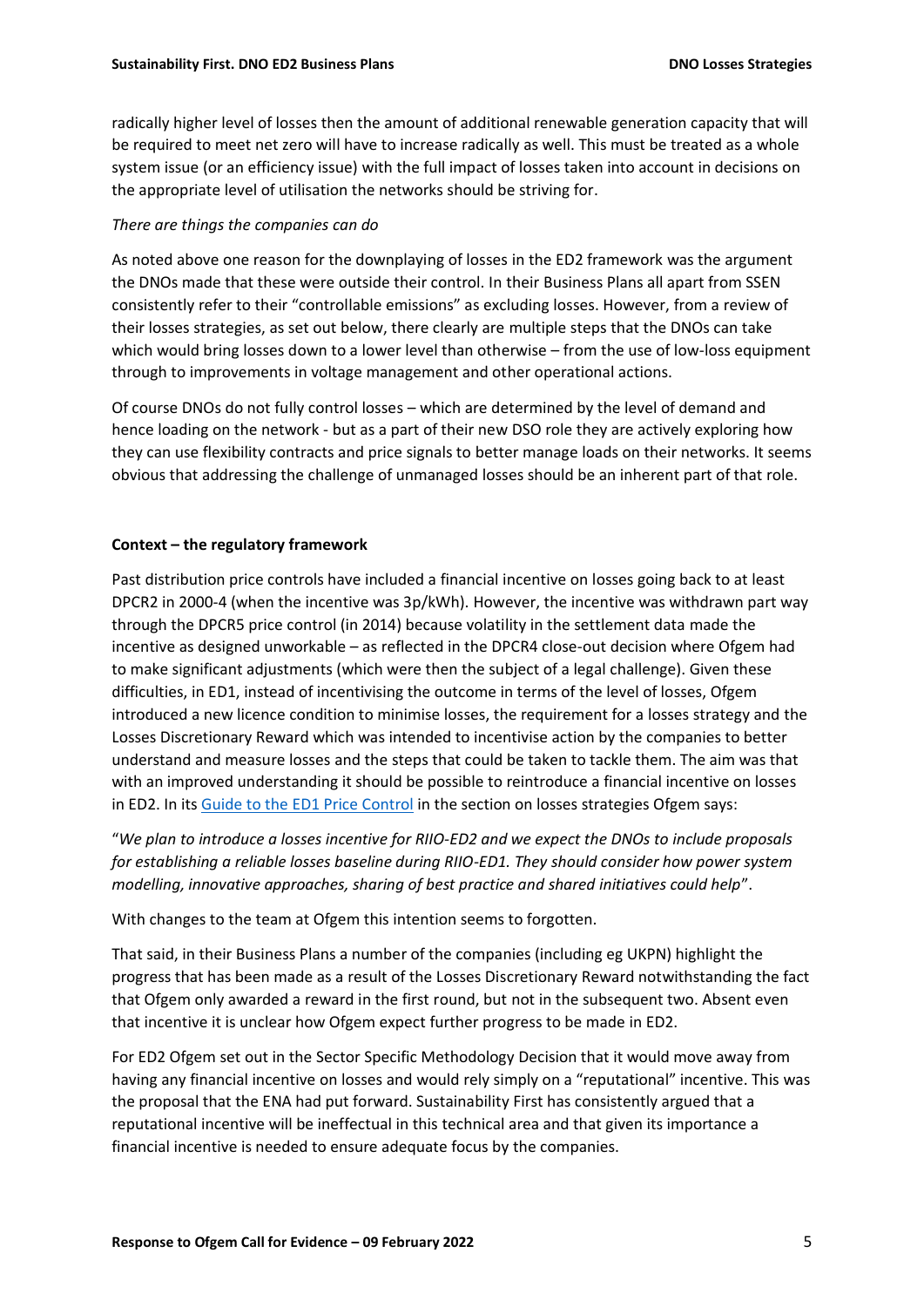radically higher level of losses then the amount of additional renewable generation capacity that will be required to meet net zero will have to increase radically as well. This must be treated as a whole system issue (or an efficiency issue) with the full impact of losses taken into account in decisions on the appropriate level of utilisation the networks should be striving for.

*There are things the companies can do*

As noted above one reason for the downplaying of losses in the ED2 framework was the argument the DNOs made that these were outside their control. In their Business Plans all apart from SSEN consistently refer to their "controllable emissions" as excluding losses. However, from a review of their losses strategies, as set out below, there clearly are multiple steps that the DNOs can take which would bring losses down to a lower level than otherwise – from the use of low-loss equipment through to improvements in voltage management and other operational actions.

Of course DNOs do not fully control losses – which are determined by the level of demand and hence loading on the network - but as a part of their new DSO role they are actively exploring how they can use flexibility contracts and price signals to better manage loads on their networks. It seems obvious that addressing the challenge of unmanaged losses should be an inherent part of that role.

**Context – the regulatory framework**

Past distribution price controls have included a financial incentive on losses going back to at least DPCR2 in 2000-4 (when the incentive was 3p/kWh). However, the incentive was withdrawn part way through the DPCR5 price control (in 2014) because volatility in the settlement data made the incentive as designed unworkable – as reflected in the DPCR4 close-out decision where Ofgem had to make significant adjustments (which were then the subject of a legal challenge). Given these difficulties, in ED1, instead of incentivising the outcome in terms of the level of losses, Ofgem introduced a new licence condition to minimise losses, the requirement for a losses strategy and the Losses Discretionary Reward which was intended to incentivise action by the companies to better understand and measure losses and the steps that could be taken to tackle them. The aim was that with an improved understanding it should be possible to reintroduce a financial incentive on losses in ED2. In its Guide to the ED1 Price Control in the section on losses strategies Ofgem says:

"*We plan to introduce a losses incentive for RIIO-ED2 and we expect the DNOs to include proposals for establishing a reliable losses baseline during RIIO-ED1. They should consider how power system modelling, innovative approaches, sharing of best practice and shared initiatives could help*".

With changes to the team at Ofgem this intention seems to forgotten.

That said, in their Business Plans a number of the companies (including eg UKPN) highlight the progress that has been made as a result of the Losses Discretionary Reward notwithstanding the fact that Ofgem only awarded a reward in the first round, but not in the subsequent two. Absent even that incentive it is unclear how Ofgem expect further progress to be made in ED2.

For ED2 Ofgem set out in the Sector Specific Methodology Decision that it would move away from having any financial incentive on losses and would rely simply on a "reputational" incentive. This was the proposal that the ENA had put forward. Sustainability First has consistently argued that a reputational incentive will be ineffectual in this technical area and that given its importance a financial incentive is needed to ensure adequate focus by the companies.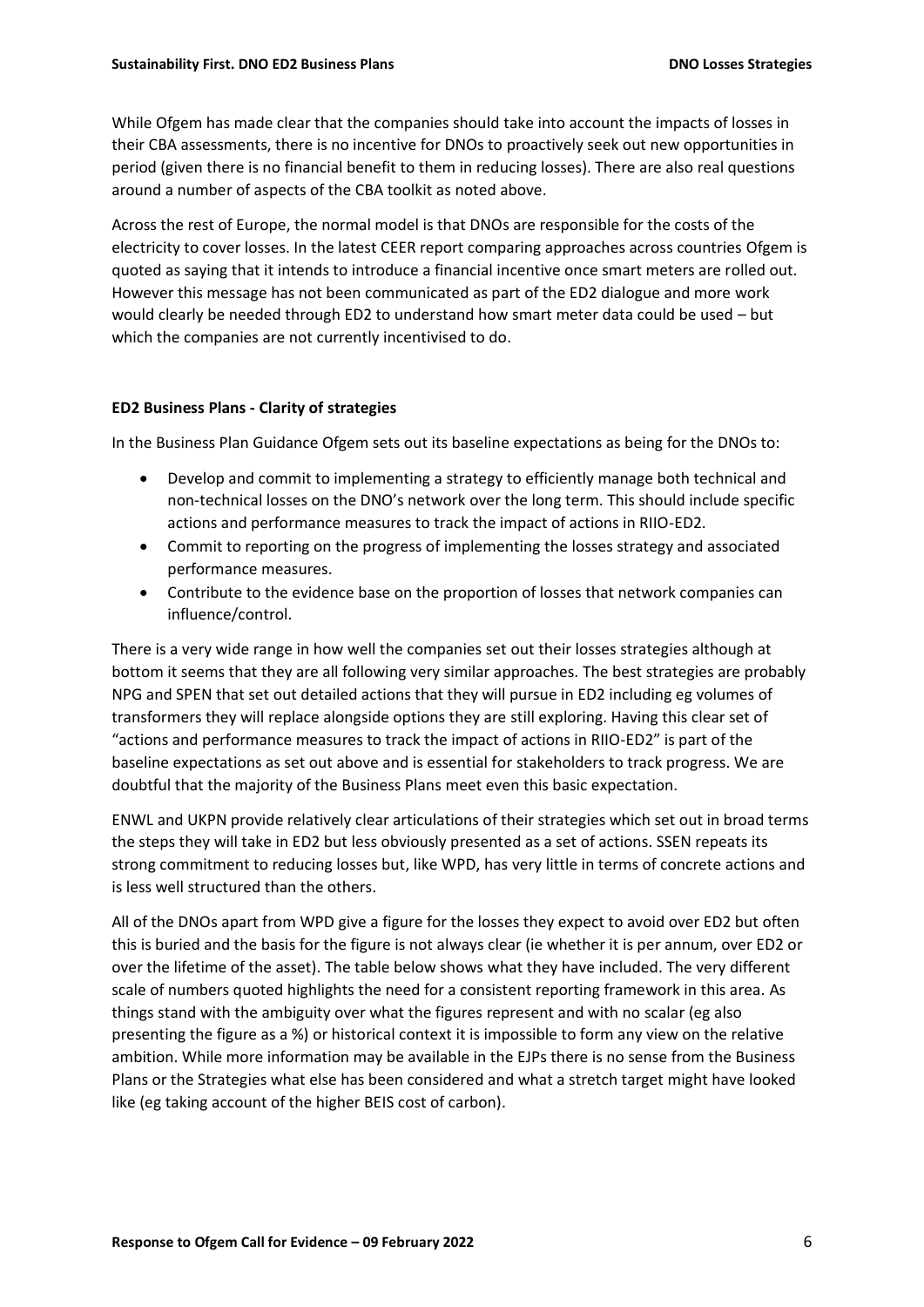While Ofgem has made clear that the companies should take into account the impacts of losses in their CBA assessments, there is no incentive for DNOs to proactively seek out new opportunities in period (given there is no financial benefit to them in reducing losses). There are also real questions around a number of aspects of the CBA toolkit as noted above.

Across the rest of Europe, the normal model is that DNOs are responsible for the costs of the electricity to cover losses. In the latest CEER report comparing approaches across countries Ofgem is quoted as saying that it intends to introduce a financial incentive once smart meters are rolled out. However this message has not been communicated as part of the ED2 dialogue and more work would clearly be needed through ED2 to understand how smart meter data could be used – but which the companies are not currently incentivised to do.

**ED2 Business Plans - Clarity of strategies**

In the Business Plan Guidance Ofgem sets out its baseline expectations as being for the DNOs to:

- Develop and commit to implementing a strategy to efficiently manage both technical and non-technical losses on the DNO's network over the long term. This should include specific actions and performance measures to track the impact of actions in RIIO-ED2.
- Commit to reporting on the progress of implementing the losses strategy and associated performance measures.
- Contribute to the evidence base on the proportion of losses that network companies can influence/control.

There is a very wide range in how well the companies set out their losses strategies although at bottom it seems that they are all following very similar approaches. The best strategies are probably NPG and SPEN that set out detailed actions that they will pursue in ED2 including eg volumes of transformers they will replace alongside options they are still exploring. Having this clear set of "actions and performance measures to track the impact of actions in RIIO-ED2" is part of the baseline expectations as set out above and is essential for stakeholders to track progress. We are doubtful that the majority of the Business Plans meet even this basic expectation.

ENWL and UKPN provide relatively clear articulations of their strategies which set out in broad terms the steps they will take in ED2 but less obviously presented as a set of actions. SSEN repeats its strong commitment to reducing losses but, like WPD, has very little in terms of concrete actions and is less well structured than the others.

All of the DNOs apart from WPD give a figure for the losses they expect to avoid over ED2 but often this is buried and the basis for the figure is not always clear (ie whether it is per annum, over ED2 or over the lifetime of the asset). The table below shows what they have included. The very different scale of numbers quoted highlights the need for a consistent reporting framework in this area. As things stand with the ambiguity over what the figures represent and with no scalar (eg also presenting the figure as a %) or historical context it is impossible to form any view on the relative ambition. While more information may be available in the EJPs there is no sense from the Business Plans or the Strategies what else has been considered and what a stretch target might have looked like (eg taking account of the higher BEIS cost of carbon).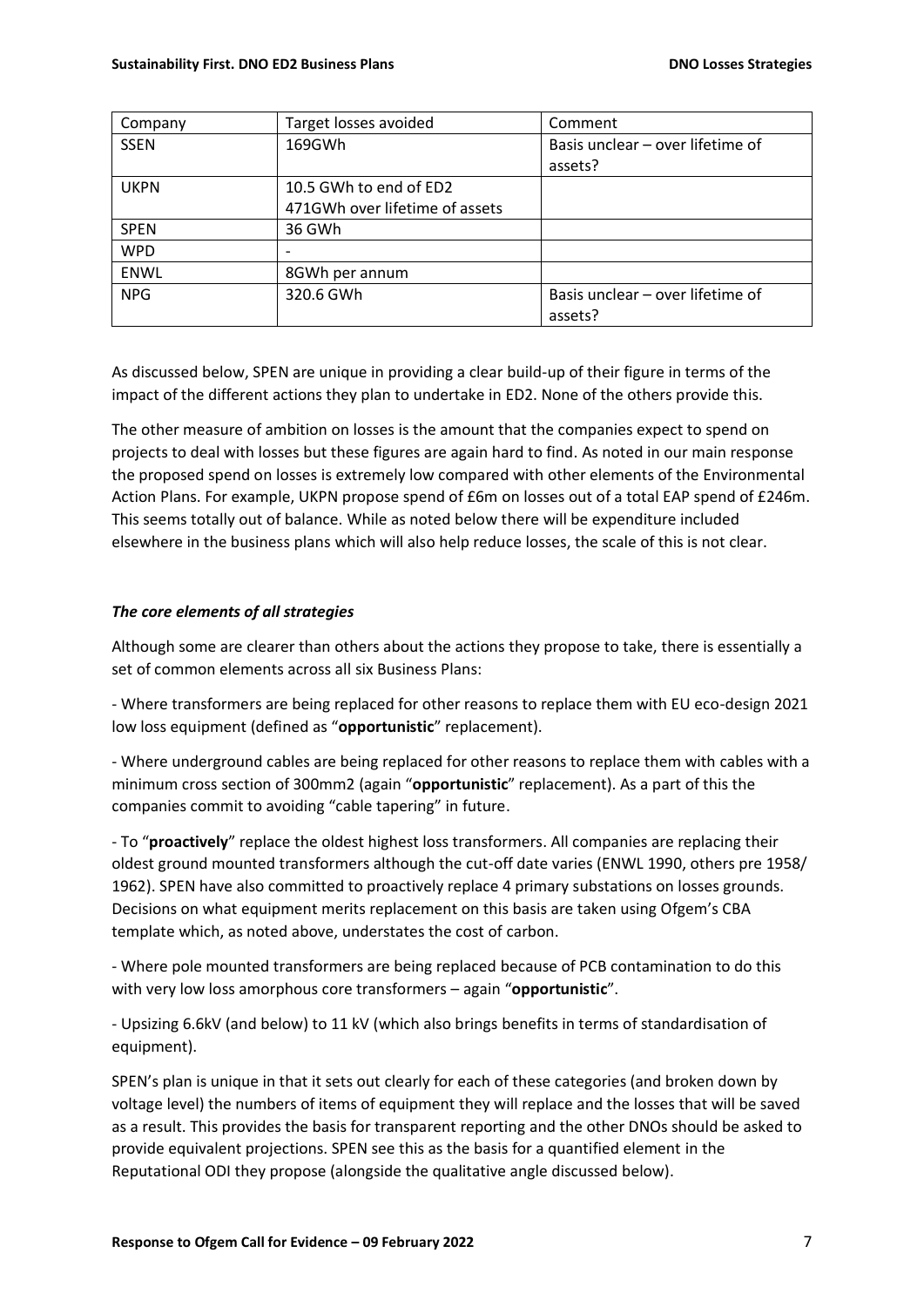| Company | Target losses avoided | Comment |
|---|---|---|
| SSEN | 169GWh | Basis unclear – over lifetime of assets? |
| UKPN | 10.5 GWh to end of ED2<br>471GWh over lifetime of assets | |
| SPEN | 36 GWh | |
| WPD | - | |
| ENWL | 8GWh per annum | |
| NPG | 320.6 GWh | Basis unclear – over lifetime of assets? |

As discussed below, SPEN are unique in providing a clear build-up of their figure in terms of the impact of the different actions they plan to undertake in ED2. None of the others provide this.

The other measure of ambition on losses is the amount that the companies expect to spend on projects to deal with losses but these figures are again hard to find. As noted in our main response the proposed spend on losses is extremely low compared with other elements of the Environmental Action Plans. For example, UKPN propose spend of £6m on losses out of a total EAP spend of £246m. This seems totally out of balance. While as noted below there will be expenditure included elsewhere in the business plans which will also help reduce losses, the scale of this is not clear.

### *The core elements of all strategies*

Although some are clearer than others about the actions they propose to take, there is essentially a set of common elements across all six Business Plans:

- Where transformers are being replaced for other reasons to replace them with EU eco-design 2021 low loss equipment (defined as "**opportunistic**" replacement).

- Where underground cables are being replaced for other reasons to replace them with cables with a minimum cross section of 300mm2 (again "**opportunistic**" replacement). As a part of this the companies commit to avoiding "cable tapering" in future.

- To "**proactively**" replace the oldest highest loss transformers. All companies are replacing their oldest ground mounted transformers although the cut-off date varies (ENWL 1990, others pre 1958/ 1962). SPEN have also committed to proactively replace 4 primary substations on losses grounds. Decisions on what equipment merits replacement on this basis are taken using Ofgem's CBA template which, as noted above, understates the cost of carbon.

- Where pole mounted transformers are being replaced because of PCB contamination to do this with very low loss amorphous core transformers – again "**opportunistic**".

- Upsizing 6.6kV (and below) to 11 kV (which also brings benefits in terms of standardisation of equipment).

SPEN's plan is unique in that it sets out clearly for each of these categories (and broken down by voltage level) the numbers of items of equipment they will replace and the losses that will be saved as a result. This provides the basis for transparent reporting and the other DNOs should be asked to provide equivalent projections. SPEN see this as the basis for a quantified element in the Reputational ODI they propose (alongside the qualitative angle discussed below).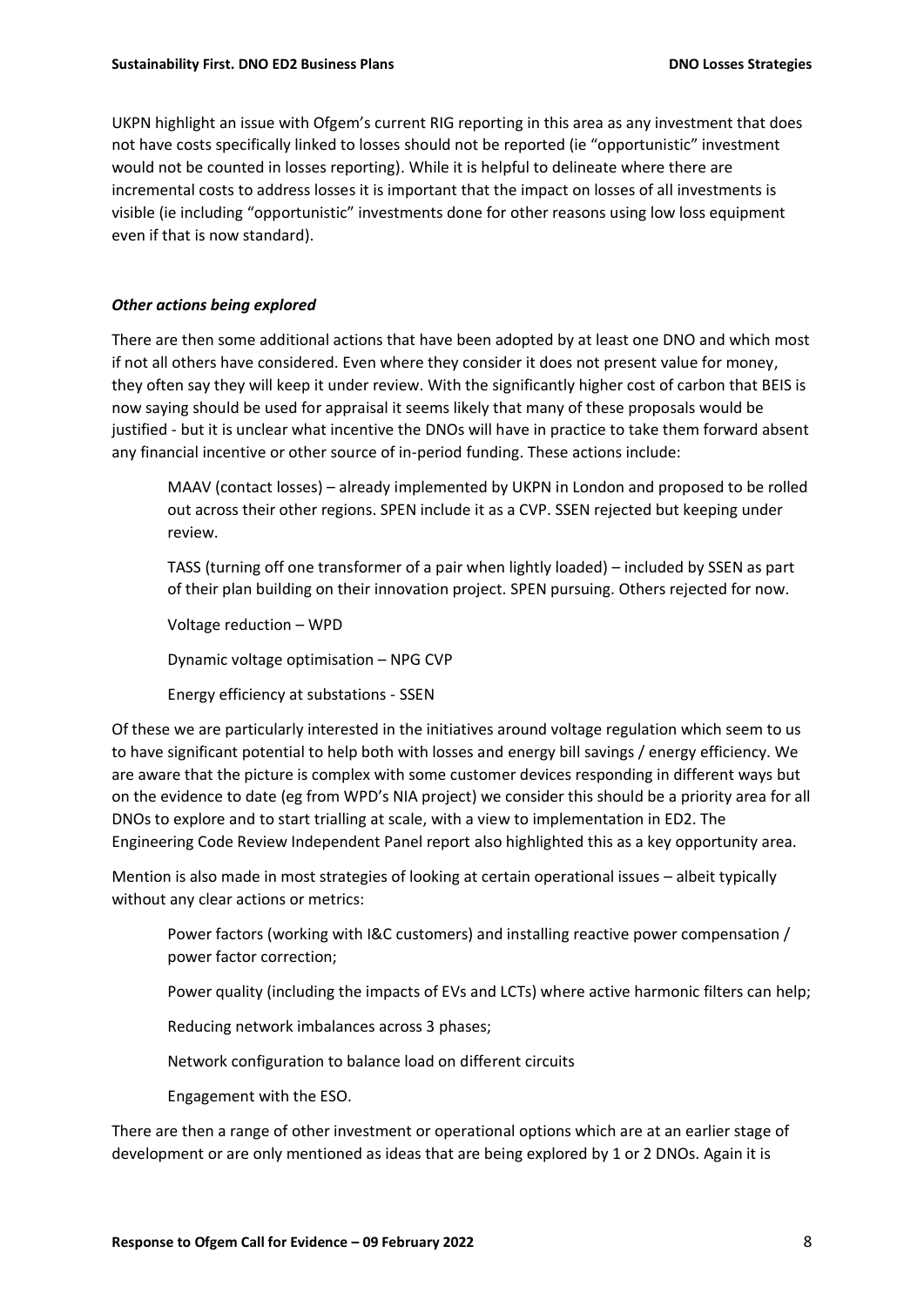UKPN highlight an issue with Ofgem's current RIG reporting in this area as any investment that does not have costs specifically linked to losses should not be reported (ie "opportunistic" investment would not be counted in losses reporting). While it is helpful to delineate where there are incremental costs to address losses it is important that the impact on losses of all investments is visible (ie including "opportunistic" investments done for other reasons using low loss equipment even if that is now standard).

***Other actions being explored***

There are then some additional actions that have been adopted by at least one DNO and which most if not all others have considered. Even where they consider it does not present value for money, they often say they will keep it under review. With the significantly higher cost of carbon that BEIS is now saying should be used for appraisal it seems likely that many of these proposals would be justified - but it is unclear what incentive the DNOs will have in practice to take them forward absent any financial incentive or other source of in-period funding. These actions include:

> MAAV (contact losses) – already implemented by UKPN in London and proposed to be rolled out across their other regions. SPEN include it as a CVP. SSEN rejected but keeping under review.
>
> TASS (turning off one transformer of a pair when lightly loaded) – included by SSEN as part of their plan building on their innovation project. SPEN pursuing. Others rejected for now.
>
> Voltage reduction – WPD
>
> Dynamic voltage optimisation – NPG CVP
>
> Energy efficiency at substations - SSEN

Of these we are particularly interested in the initiatives around voltage regulation which seem to us to have significant potential to help both with losses and energy bill savings / energy efficiency. We are aware that the picture is complex with some customer devices responding in different ways but on the evidence to date (eg from WPD's NIA project) we consider this should be a priority area for all DNOs to explore and to start trialling at scale, with a view to implementation in ED2. The Engineering Code Review Independent Panel report also highlighted this as a key opportunity area.

Mention is also made in most strategies of looking at certain operational issues – albeit typically without any clear actions or metrics:

> Power factors (working with I&C customers) and installing reactive power compensation / power factor correction;
>
> Power quality (including the impacts of EVs and LCTs) where active harmonic filters can help;
>
> Reducing network imbalances across 3 phases;
>
> Network configuration to balance load on different circuits
>
> Engagement with the ESO.

There are then a range of other investment or operational options which are at an earlier stage of development or are only mentioned as ideas that are being explored by 1 or 2 DNOs. Again it is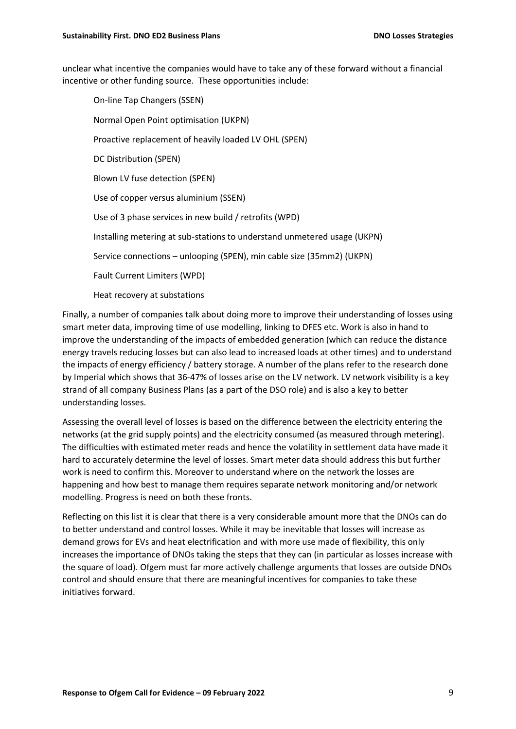unclear what incentive the companies would have to take any of these forward without a financial incentive or other funding source. These opportunities include:

- On-line Tap Changers (SSEN)
- Normal Open Point optimisation (UKPN)
- Proactive replacement of heavily loaded LV OHL (SPEN)
- DC Distribution (SPEN)
- Blown LV fuse detection (SPEN)
- Use of copper versus aluminium (SSEN)
- Use of 3 phase services in new build / retrofits (WPD)
- Installing metering at sub-stations to understand unmetered usage (UKPN)
- Service connections – unlooping (SPEN), min cable size (35mm2) (UKPN)
- Fault Current Limiters (WPD)
- Heat recovery at substations

Finally, a number of companies talk about doing more to improve their understanding of losses using smart meter data, improving time of use modelling, linking to DFES etc. Work is also in hand to improve the understanding of the impacts of embedded generation (which can reduce the distance energy travels reducing losses but can also lead to increased loads at other times) and to understand the impacts of energy efficiency / battery storage. A number of the plans refer to the research done by Imperial which shows that 36-47% of losses arise on the LV network. LV network visibility is a key strand of all company Business Plans (as a part of the DSO role) and is also a key to better understanding losses.

Assessing the overall level of losses is based on the difference between the electricity entering the networks (at the grid supply points) and the electricity consumed (as measured through metering). The difficulties with estimated meter reads and hence the volatility in settlement data have made it hard to accurately determine the level of losses. Smart meter data should address this but further work is need to confirm this. Moreover to understand where on the network the losses are happening and how best to manage them requires separate network monitoring and/or network modelling. Progress is need on both these fronts.

Reflecting on this list it is clear that there is a very considerable amount more that the DNOs can do to better understand and control losses. While it may be inevitable that losses will increase as demand grows for EVs and heat electrification and with more use made of flexibility, this only increases the importance of DNOs taking the steps that they can (in particular as losses increase with the square of load). Ofgem must far more actively challenge arguments that losses are outside DNOs control and should ensure that there are meaningful incentives for companies to take these initiatives forward.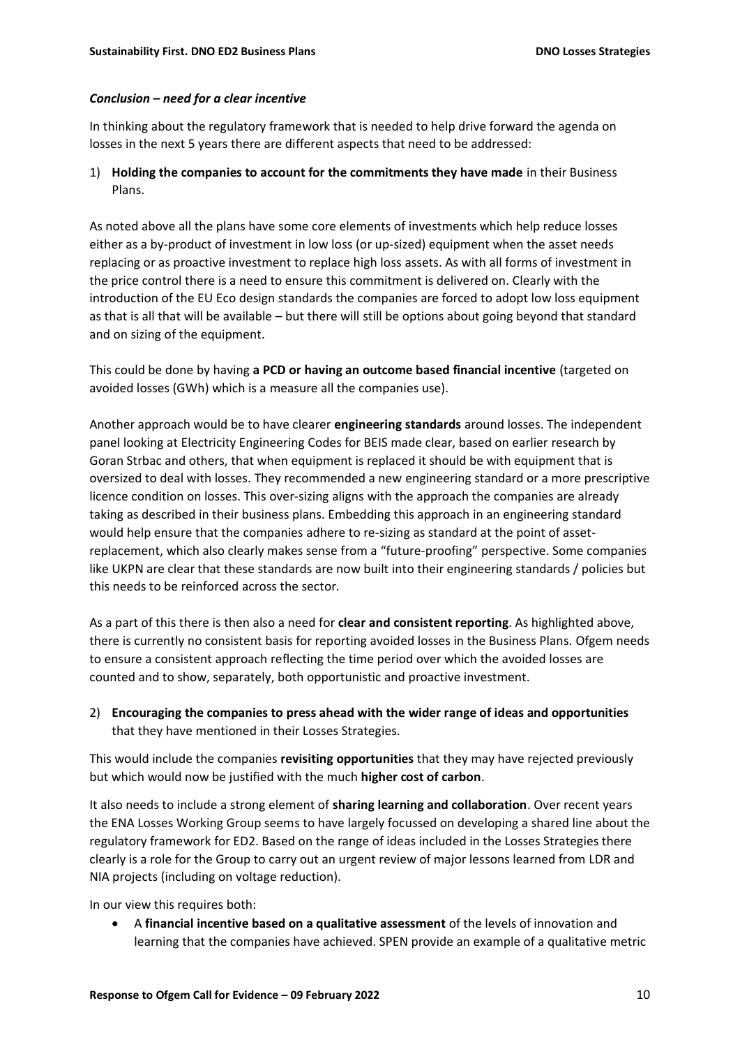*Conclusion – need for a clear incentive*

In thinking about the regulatory framework that is needed to help drive forward the agenda on losses in the next 5 years there are different aspects that need to be addressed:

1) **Holding the companies to account for the commitments they have made** in their Business Plans.

As noted above all the plans have some core elements of investments which help reduce losses either as a by-product of investment in low loss (or up-sized) equipment when the asset needs replacing or as proactive investment to replace high loss assets. As with all forms of investment in the price control there is a need to ensure this commitment is delivered on. Clearly with the introduction of the EU Eco design standards the companies are forced to adopt low loss equipment as that is all that will be available – but there will still be options about going beyond that standard and on sizing of the equipment.

This could be done by having **a PCD or having an outcome based financial incentive** (targeted on avoided losses (GWh) which is a measure all the companies use).

Another approach would be to have clearer **engineering standards** around losses. The independent panel looking at Electricity Engineering Codes for BEIS made clear, based on earlier research by Goran Strbac and others, that when equipment is replaced it should be with equipment that is oversized to deal with losses. They recommended a new engineering standard or a more prescriptive licence condition on losses. This over-sizing aligns with the approach the companies are already taking as described in their business plans. Embedding this approach in an engineering standard would help ensure that the companies adhere to re-sizing as standard at the point of asset-replacement, which also clearly makes sense from a "future-proofing" perspective. Some companies like UKPN are clear that these standards are now built into their engineering standards / policies but this needs to be reinforced across the sector.

As a part of this there is then also a need for **clear and consistent reporting**. As highlighted above, there is currently no consistent basis for reporting avoided losses in the Business Plans. Ofgem needs to ensure a consistent approach reflecting the time period over which the avoided losses are counted and to show, separately, both opportunistic and proactive investment.

2) **Encouraging the companies to press ahead with the wider range of ideas and opportunities** that they have mentioned in their Losses Strategies.

This would include the companies **revisiting opportunities** that they may have rejected previously but which would now be justified with the much **higher cost of carbon**.

It also needs to include a strong element of **sharing learning and collaboration**. Over recent years the ENA Losses Working Group seems to have largely focussed on developing a shared line about the regulatory framework for ED2. Based on the range of ideas included in the Losses Strategies there clearly is a role for the Group to carry out an urgent review of major lessons learned from LDR and NIA projects (including on voltage reduction).

In our view this requires both:

- A **financial incentive based on a qualitative assessment** of the levels of innovation and learning that the companies have achieved. SPEN provide an example of a qualitative metric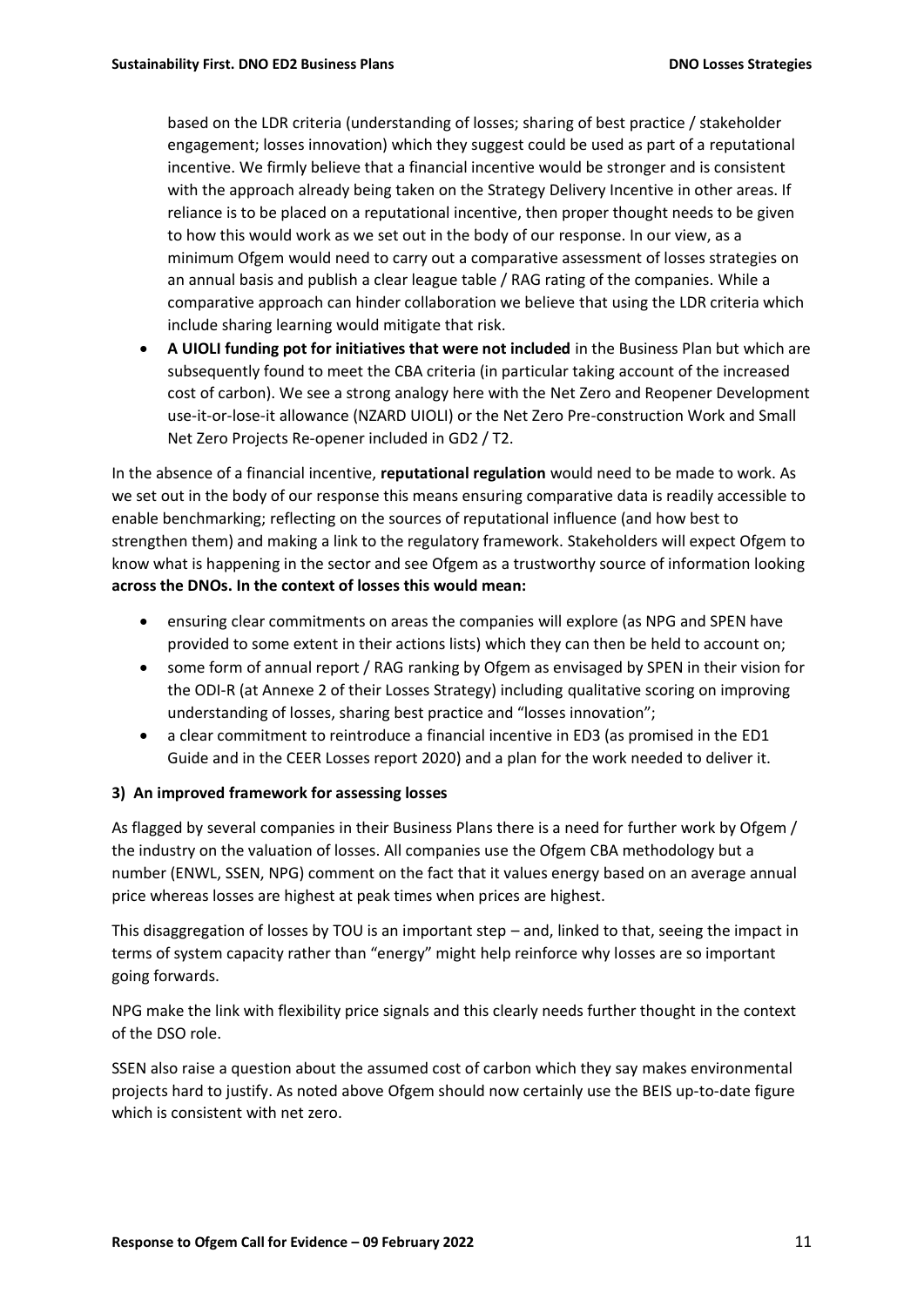based on the LDR criteria (understanding of losses; sharing of best practice / stakeholder engagement; losses innovation) which they suggest could be used as part of a reputational incentive. We firmly believe that a financial incentive would be stronger and is consistent with the approach already being taken on the Strategy Delivery Incentive in other areas. If reliance is to be placed on a reputational incentive, then proper thought needs to be given to how this would work as we set out in the body of our response. In our view, as a minimum Ofgem would need to carry out a comparative assessment of losses strategies on an annual basis and publish a clear league table / RAG rating of the companies. While a comparative approach can hinder collaboration we believe that using the LDR criteria which include sharing learning would mitigate that risk.

- **A UIOLI funding pot for initiatives that were not included** in the Business Plan but which are subsequently found to meet the CBA criteria (in particular taking account of the increased cost of carbon). We see a strong analogy here with the Net Zero and Reopener Development use-it-or-lose-it allowance (NZARD UIOLI) or the Net Zero Pre-construction Work and Small Net Zero Projects Re-opener included in GD2 / T2.

In the absence of a financial incentive, **reputational regulation** would need to be made to work. As we set out in the body of our response this means ensuring comparative data is readily accessible to enable benchmarking; reflecting on the sources of reputational influence (and how best to strengthen them) and making a link to the regulatory framework. Stakeholders will expect Ofgem to know what is happening in the sector and see Ofgem as a trustworthy source of information looking **across the DNOs. In the context of losses this would mean:**

- ensuring clear commitments on areas the companies will explore (as NPG and SPEN have provided to some extent in their actions lists) which they can then be held to account on;
- some form of annual report / RAG ranking by Ofgem as envisaged by SPEN in their vision for the ODI-R (at Annexe 2 of their Losses Strategy) including qualitative scoring on improving understanding of losses, sharing best practice and "losses innovation";
- a clear commitment to reintroduce a financial incentive in ED3 (as promised in the ED1 Guide and in the CEER Losses report 2020) and a plan for the work needed to deliver it.

### 3) An improved framework for assessing losses

As flagged by several companies in their Business Plans there is a need for further work by Ofgem / the industry on the valuation of losses. All companies use the Ofgem CBA methodology but a number (ENWL, SSEN, NPG) comment on the fact that it values energy based on an average annual price whereas losses are highest at peak times when prices are highest.

This disaggregation of losses by TOU is an important step – and, linked to that, seeing the impact in terms of system capacity rather than "energy" might help reinforce why losses are so important going forwards.

NPG make the link with flexibility price signals and this clearly needs further thought in the context of the DSO role.

SSEN also raise a question about the assumed cost of carbon which they say makes environmental projects hard to justify. As noted above Ofgem should now certainly use the BEIS up-to-date figure which is consistent with net zero.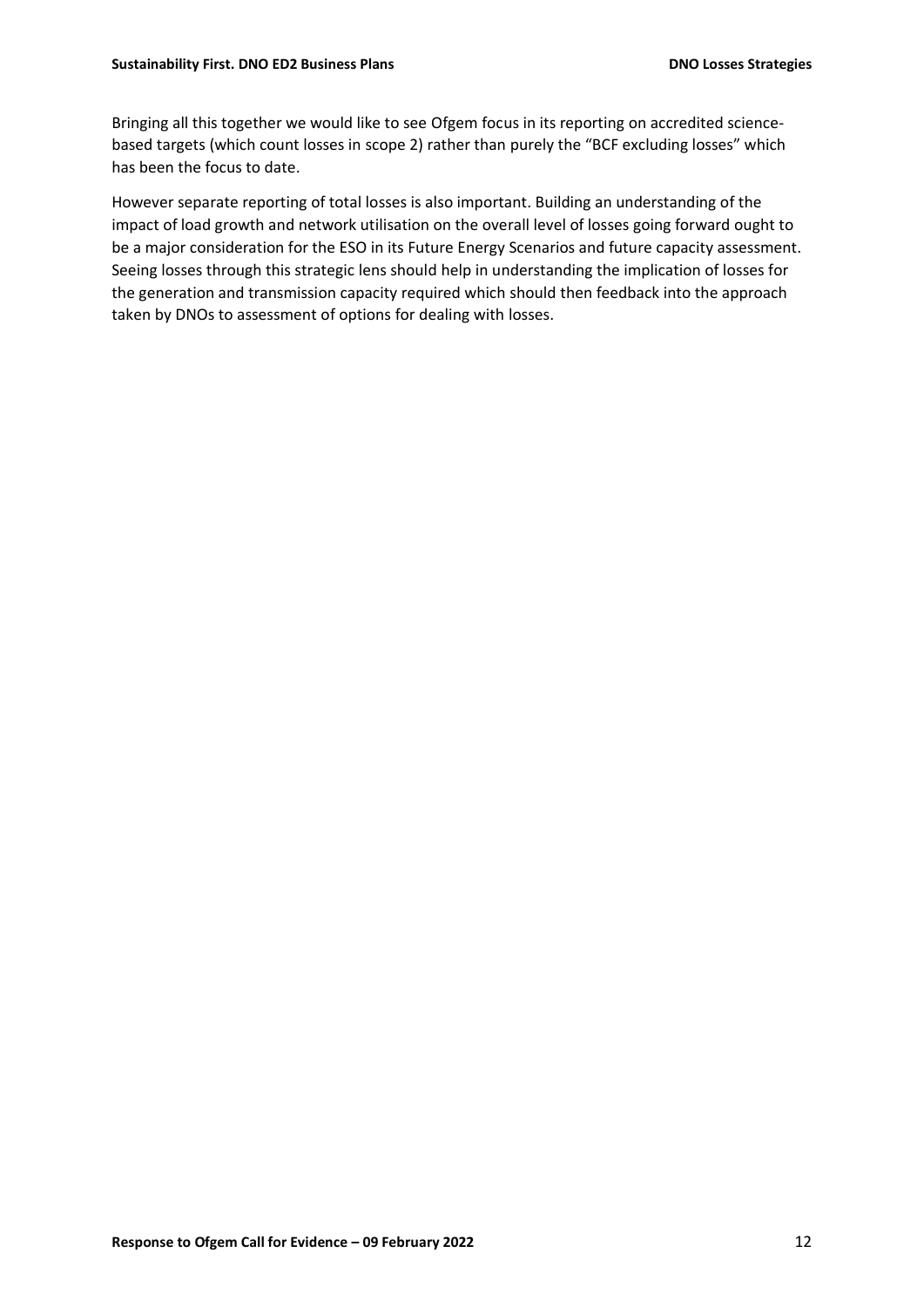Bringing all this together we would like to see Ofgem focus in its reporting on accredited science-based targets (which count losses in scope 2) rather than purely the "BCF excluding losses" which has been the focus to date.

However separate reporting of total losses is also important. Building an understanding of the impact of load growth and network utilisation on the overall level of losses going forward ought to be a major consideration for the ESO in its Future Energy Scenarios and future capacity assessment. Seeing losses through this strategic lens should help in understanding the implication of losses for the generation and transmission capacity required which should then feedback into the approach taken by DNOs to assessment of options for dealing with losses.